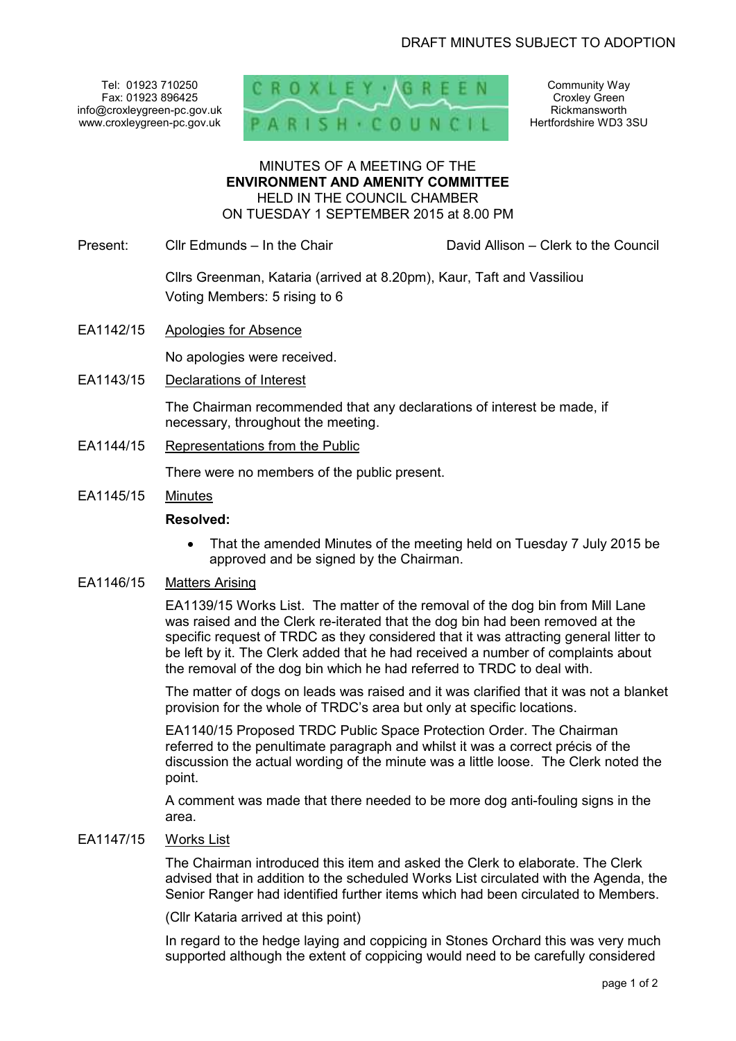DRAFT MINUTES SUBJECT TO ADOPTION

Tel: 01923 710250
Fax: 01923 896425
info@croxleygreen-pc.gov.uk
www.croxleygreen-pc.gov.uk

CROXLEY GREEN PARISH COUNCIL

Community Way
Croxley Green
Rickmansworth
Hertfordshire WD3 3SU

MINUTES OF A MEETING OF THE
**ENVIRONMENT AND AMENITY COMMITTEE**
HELD IN THE COUNCIL CHAMBER
ON TUESDAY 1 SEPTEMBER 2015 at 8.00 PM

Present: Cllr Edmunds – In the Chair David Allison – Clerk to the Council

Cllrs Greenman, Kataria (arrived at 8.20pm), Kaur, Taft and Vassiliou
Voting Members: 5 rising to 6

EA1142/15 Apologies for Absence

No apologies were received.

EA1143/15 Declarations of Interest

The Chairman recommended that any declarations of interest be made, if necessary, throughout the meeting.

EA1144/15 Representations from the Public

There were no members of the public present.

EA1145/15 Minutes

**Resolved:**

- That the amended Minutes of the meeting held on Tuesday 7 July 2015 be approved and be signed by the Chairman.

EA1146/15 Matters Arising

EA1139/15 Works List. The matter of the removal of the dog bin from Mill Lane was raised and the Clerk re-iterated that the dog bin had been removed at the specific request of TRDC as they considered that it was attracting general litter to be left by it. The Clerk added that he had received a number of complaints about the removal of the dog bin which he had referred to TRDC to deal with.

The matter of dogs on leads was raised and it was clarified that it was not a blanket provision for the whole of TRDC's area but only at specific locations.

EA1140/15 Proposed TRDC Public Space Protection Order. The Chairman referred to the penultimate paragraph and whilst it was a correct précis of the discussion the actual wording of the minute was a little loose. The Clerk noted the point.

A comment was made that there needed to be more dog anti-fouling signs in the area.

EA1147/15 Works List

The Chairman introduced this item and asked the Clerk to elaborate. The Clerk advised that in addition to the scheduled Works List circulated with the Agenda, the Senior Ranger had identified further items which had been circulated to Members.

(Cllr Kataria arrived at this point)

In regard to the hedge laying and coppicing in Stones Orchard this was very much supported although the extent of coppicing would need to be carefully considered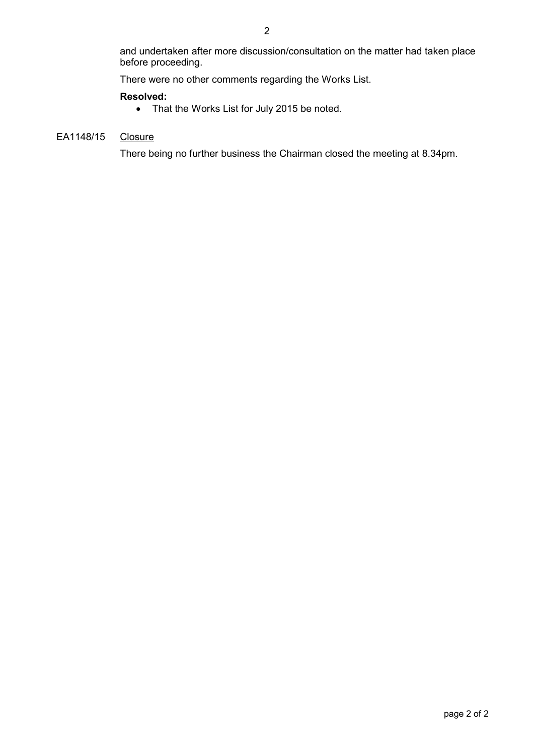and undertaken after more discussion/consultation on the matter had taken place before proceeding.

There were no other comments regarding the Works List.

**Resolved:**

- That the Works List for July 2015 be noted.

EA1148/15 Closure

There being no further business the Chairman closed the meeting at 8.34pm.